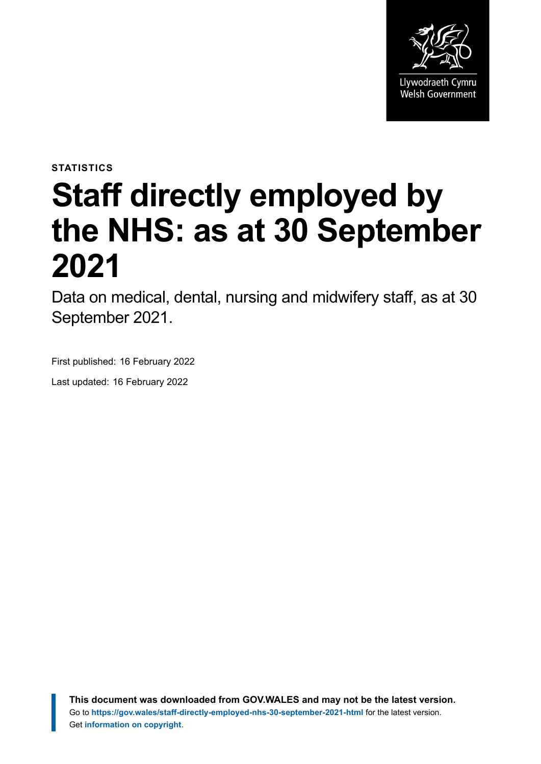Llywodraeth Cymru
Welsh Government

**STATISTICS**

# Staff directly employed by the NHS: as at 30 September 2021

Data on medical, dental, nursing and midwifery staff, as at 30 September 2021.

First published: 16 February 2022

Last updated: 16 February 2022

**This document was downloaded from GOV.WALES and may not be the latest version.**
Go to **https://gov.wales/staff-directly-employed-nhs-30-september-2021-html** for the latest version.
Get **information on copyright**.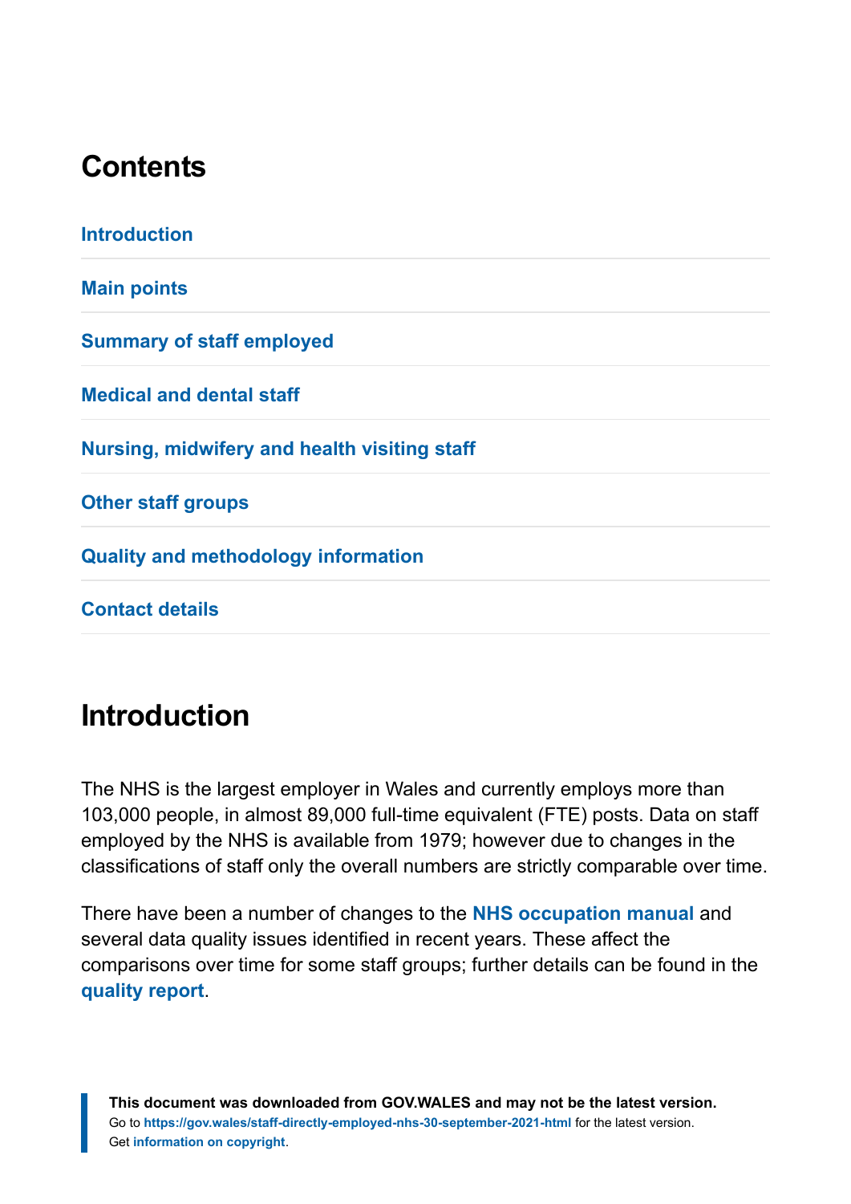## Contents

Introduction

Main points

Summary of staff employed

Medical and dental staff

Nursing, midwifery and health visiting staff

Other staff groups

Quality and methodology information

Contact details

## Introduction

The NHS is the largest employer in Wales and currently employs more than 103,000 people, in almost 89,000 full-time equivalent (FTE) posts. Data on staff employed by the NHS is available from 1979; however due to changes in the classifications of staff only the overall numbers are strictly comparable over time.

There have been a number of changes to the **NHS occupation manual** and several data quality issues identified in recent years. These affect the comparisons over time for some staff groups; further details can be found in the **quality report**.

**This document was downloaded from GOV.WALES and may not be the latest version.**
Go to **https://gov.wales/staff-directly-employed-nhs-30-september-2021-html** for the latest version.
Get **information on copyright**.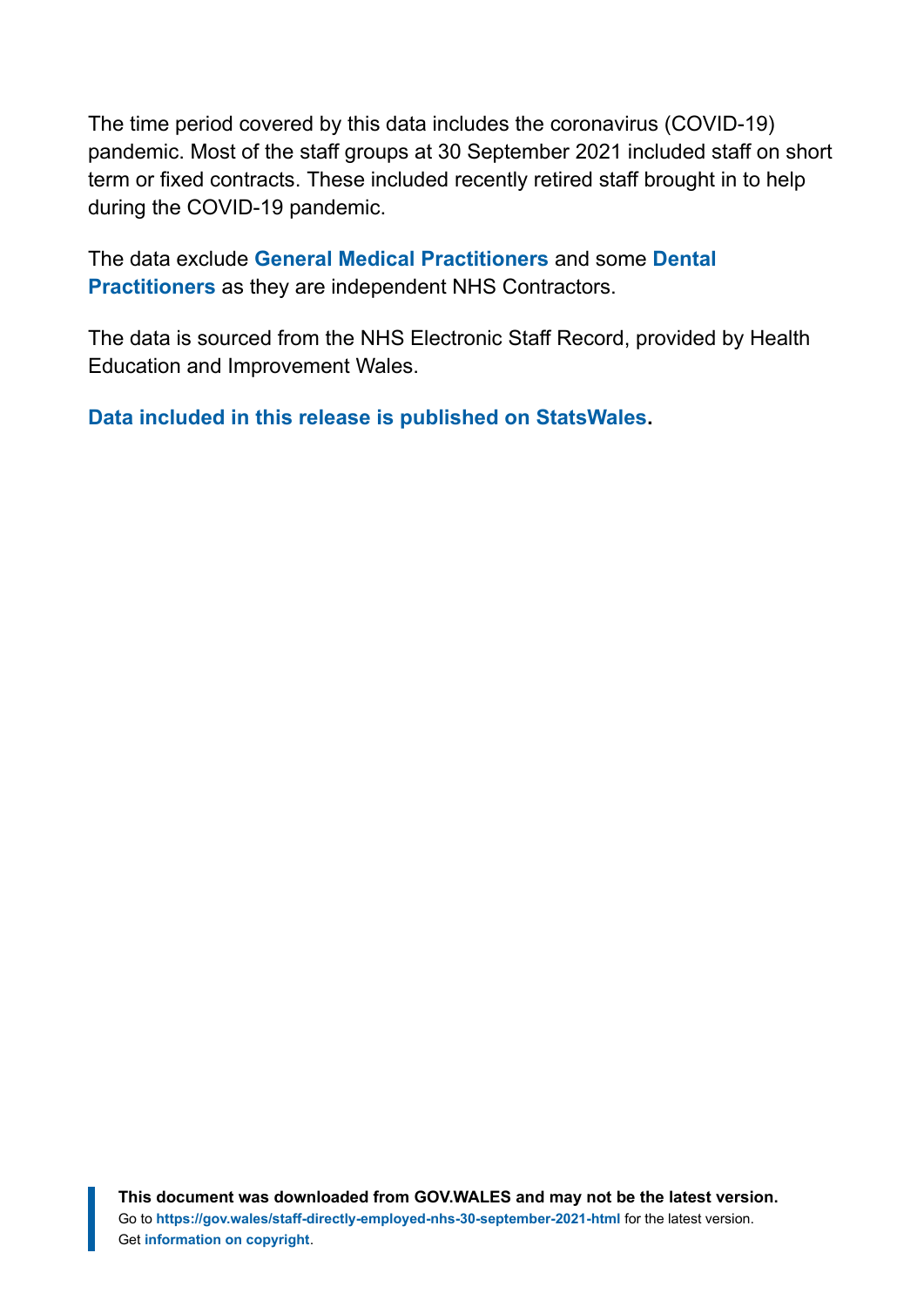The time period covered by this data includes the coronavirus (COVID-19) pandemic. Most of the staff groups at 30 September 2021 included staff on short term or fixed contracts. These included recently retired staff brought in to help during the COVID-19 pandemic.

The data exclude **General Medical Practitioners** and some **Dental Practitioners** as they are independent NHS Contractors.

The data is sourced from the NHS Electronic Staff Record, provided by Health Education and Improvement Wales.

**Data included in this release is published on StatsWales.**

**This document was downloaded from GOV.WALES and may not be the latest version.**
Go to **https://gov.wales/staff-directly-employed-nhs-30-september-2021-html** for the latest version.
Get **information on copyright**.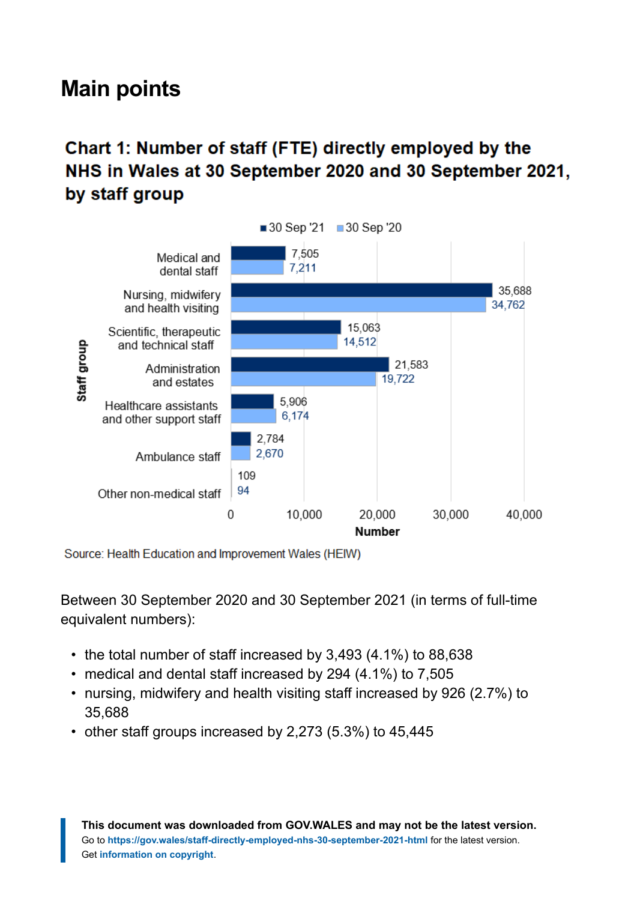## Main points

### Chart 1: Number of staff (FTE) directly employed by the NHS in Wales at 30 September 2020 and 30 September 2021, by staff group

| Staff group | 30 Sep '21 | 30 Sep '20 |
|---|---|---|
| Medical and dental staff | 7,505 | 7,211 |
| Nursing, midwifery and health visiting | 35,688 | 34,762 |
| Scientific, therapeutic and technical staff | 15,063 | 14,512 |
| Administration and estates | 21,583 | 19,722 |
| Healthcare assistants and other support staff | 5,906 | 6,174 |
| Ambulance staff | 2,784 | 2,670 |
| Other non-medical staff | 109 | 94 |

Source: Health Education and Improvement Wales (HEIW)

Between 30 September 2020 and 30 September 2021 (in terms of full-time equivalent numbers):

- the total number of staff increased by 3,493 (4.1%) to 88,638
- medical and dental staff increased by 294 (4.1%) to 7,505
- nursing, midwifery and health visiting staff increased by 926 (2.7%) to 35,688
- other staff groups increased by 2,273 (5.3%) to 45,445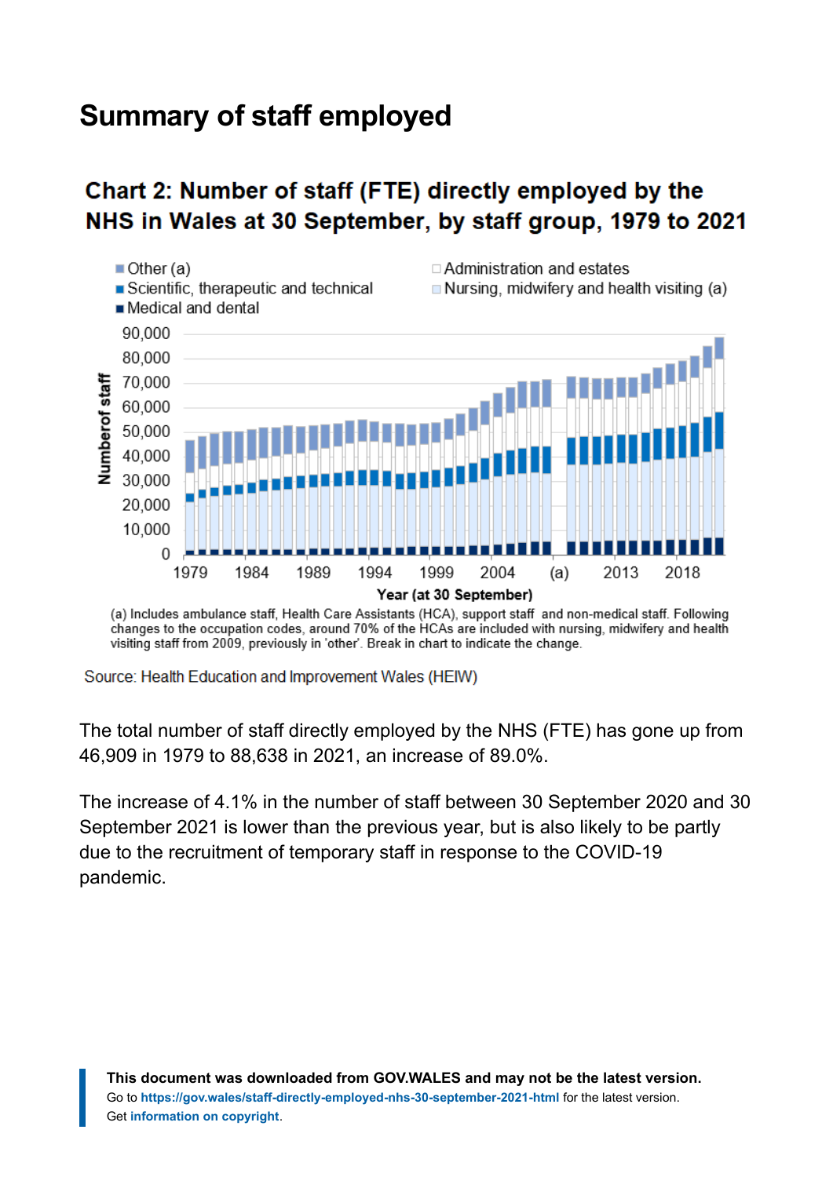# Summary of staff employed

## Chart 2: Number of staff (FTE) directly employed by the NHS in Wales at 30 September, by staff group, 1979 to 2021

(a) Includes ambulance staff, Health Care Assistants (HCA), support staff and non-medical staff. Following changes to the occupation codes, around 70% of the HCAs are included with nursing, midwifery and health visiting staff from 2009, previously in 'other'. Break in chart to indicate the change.

Source: Health Education and Improvement Wales (HEIW)

The total number of staff directly employed by the NHS (FTE) has gone up from 46,909 in 1979 to 88,638 in 2021, an increase of 89.0%.

The increase of 4.1% in the number of staff between 30 September 2020 and 30 September 2021 is lower than the previous year, but is also likely to be partly due to the recruitment of temporary staff in response to the COVID-19 pandemic.

**This document was downloaded from GOV.WALES and may not be the latest version.**
Go to https://gov.wales/staff-directly-employed-nhs-30-september-2021-html for the latest version.
Get information on copyright.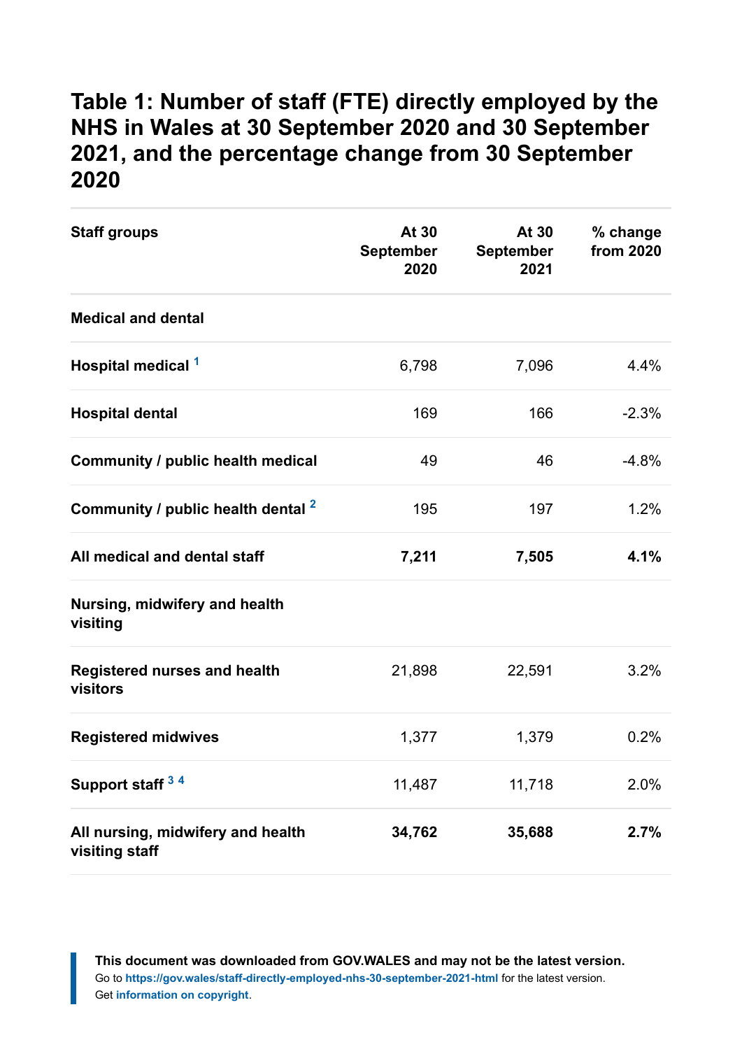## Table 1: Number of staff (FTE) directly employed by the NHS in Wales at 30 September 2020 and 30 September 2021, and the percentage change from 30 September 2020

| Staff groups | At 30 September 2020 | At 30 September 2021 | % change from 2020 |
|---|---|---|---|
| **Medical and dental** | | | |
| **Hospital medical** [1] | 6,798 | 7,096 | 4.4% |
| **Hospital dental** | 169 | 166 | -2.3% |
| **Community / public health medical** | 49 | 46 | -4.8% |
| **Community / public health dental** [2] | 195 | 197 | 1.2% |
| **All medical and dental staff** | **7,211** | **7,505** | **4.1%** |
| **Nursing, midwifery and health visiting** | | | |
| **Registered nurses and health visitors** | 21,898 | 22,591 | 3.2% |
| **Registered midwives** | 1,377 | 1,379 | 0.2% |
| **Support staff** [3] [4] | 11,487 | 11,718 | 2.0% |
| **All nursing, midwifery and health visiting staff** | **34,762** | **35,688** | **2.7%** |

**This document was downloaded from GOV.WALES and may not be the latest version.**
Go to **https://gov.wales/staff-directly-employed-nhs-30-september-2021-html** for the latest version.
Get **information on copyright**.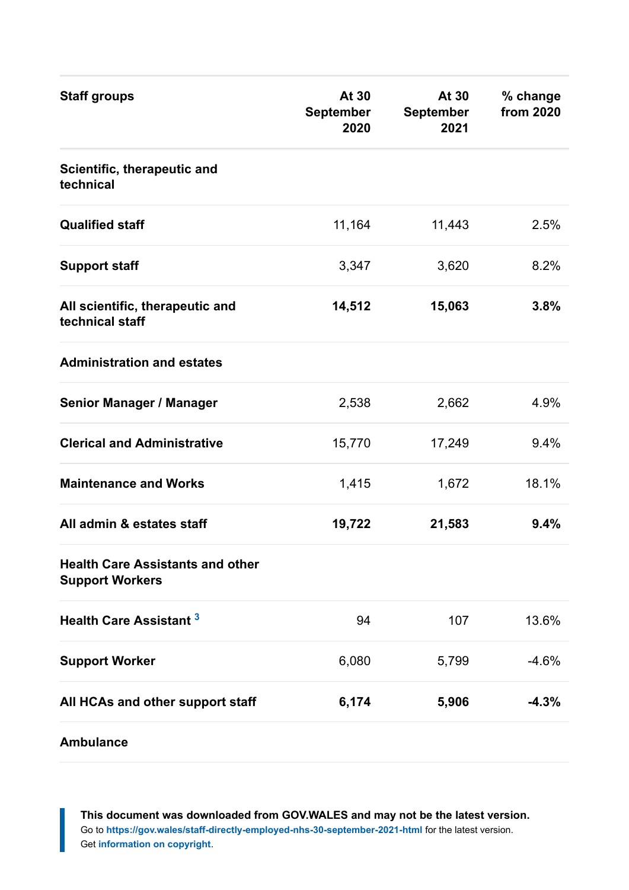| Staff groups | At 30 September 2020 | At 30 September 2021 | % change from 2020 |
|---|---|---|---|
| **Scientific, therapeutic and technical** | | | |
| **Qualified staff** | 11,164 | 11,443 | 2.5% |
| **Support staff** | 3,347 | 3,620 | 8.2% |
| **All scientific, therapeutic and technical staff** | **14,512** | **15,063** | **3.8%** |
| **Administration and estates** | | | |
| **Senior Manager / Manager** | 2,538 | 2,662 | 4.9% |
| **Clerical and Administrative** | 15,770 | 17,249 | 9.4% |
| **Maintenance and Works** | 1,415 | 1,672 | 18.1% |
| **All admin & estates staff** | **19,722** | **21,583** | **9.4%** |
| **Health Care Assistants and other Support Workers** | | | |
| **Health Care Assistant** [3] | 94 | 107 | 13.6% |
| **Support Worker** | 6,080 | 5,799 | -4.6% |
| **All HCAs and other support staff** | **6,174** | **5,906** | **-4.3%** |
| **Ambulance** | | | |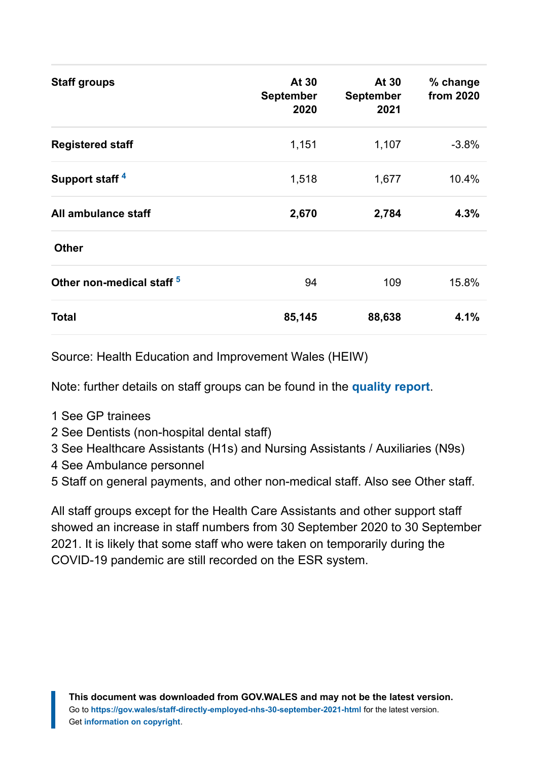| Staff groups | At 30 September 2020 | At 30 September 2021 | % change from 2020 |
|---|---|---|---|
| **Registered staff** | 1,151 | 1,107 | -3.8% |
| **Support staff** [4] | 1,518 | 1,677 | 10.4% |
| **All ambulance staff** | **2,670** | **2,784** | **4.3%** |
| **Other** | | | |
| **Other non-medical staff** [5] | 94 | 109 | 15.8% |
| **Total** | **85,145** | **88,638** | **4.1%** |

Source: Health Education and Improvement Wales (HEIW)

Note: further details on staff groups can be found in the **quality report**.

1 See GP trainees
2 See Dentists (non-hospital dental staff)
3 See Healthcare Assistants (H1s) and Nursing Assistants / Auxiliaries (N9s)
4 See Ambulance personnel
5 Staff on general payments, and other non-medical staff. Also see Other staff.

All staff groups except for the Health Care Assistants and other support staff showed an increase in staff numbers from 30 September 2020 to 30 September 2021. It is likely that some staff who were taken on temporarily during the COVID-19 pandemic are still recorded on the ESR system.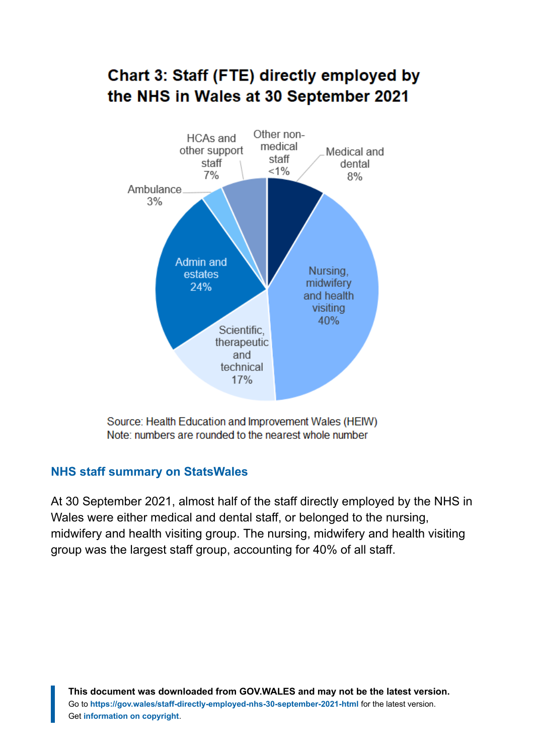## Chart 3: Staff (FTE) directly employed by the NHS in Wales at 30 September 2021

Source: Health Education and Improvement Wales (HEIW)
Note: numbers are rounded to the nearest whole number

### NHS staff summary on StatsWales

At 30 September 2021, almost half of the staff directly employed by the NHS in Wales were either medical and dental staff, or belonged to the nursing, midwifery and health visiting group. The nursing, midwifery and health visiting group was the largest staff group, accounting for 40% of all staff.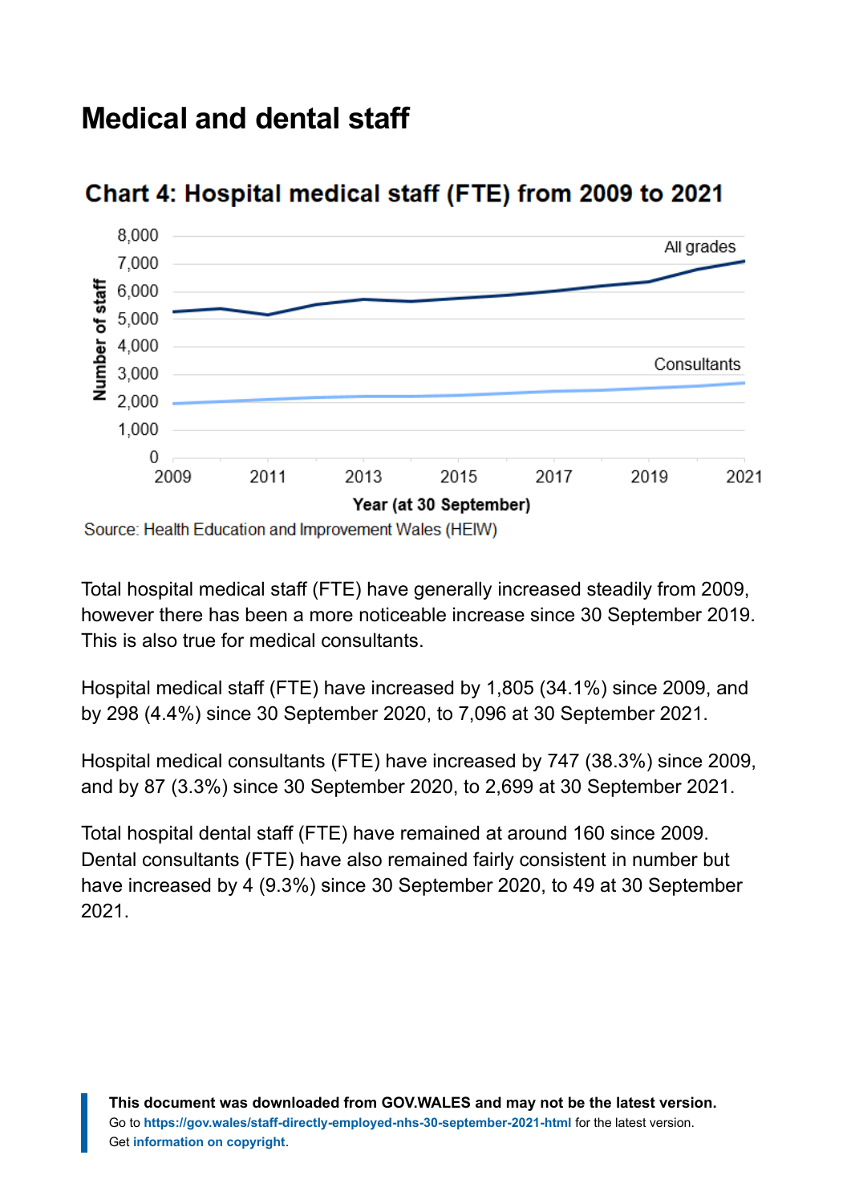## Medical and dental staff

### Chart 4: Hospital medical staff (FTE) from 2009 to 2021

Source: Health Education and Improvement Wales (HEIW)

Total hospital medical staff (FTE) have generally increased steadily from 2009, however there has been a more noticeable increase since 30 September 2019. This is also true for medical consultants.

Hospital medical staff (FTE) have increased by 1,805 (34.1%) since 2009, and by 298 (4.4%) since 30 September 2020, to 7,096 at 30 September 2021.

Hospital medical consultants (FTE) have increased by 747 (38.3%) since 2009, and by 87 (3.3%) since 30 September 2020, to 2,699 at 30 September 2021.

Total hospital dental staff (FTE) have remained at around 160 since 2009. Dental consultants (FTE) have also remained fairly consistent in number but have increased by 4 (9.3%) since 30 September 2020, to 49 at 30 September 2021.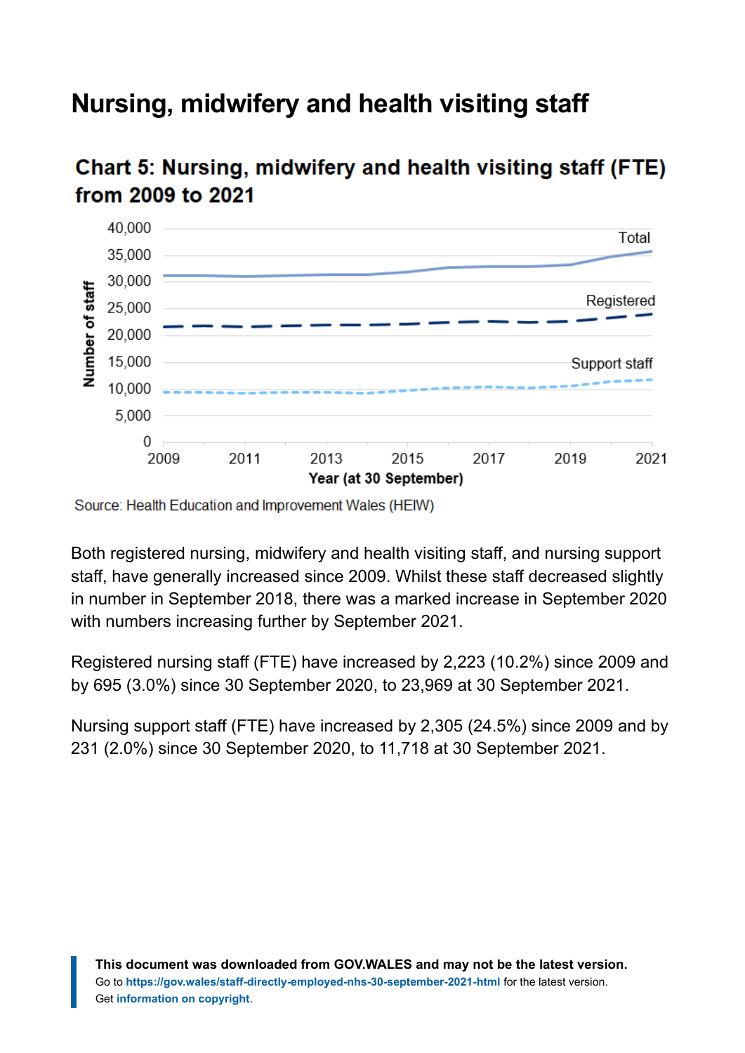## Nursing, midwifery and health visiting staff

**Chart 5: Nursing, midwifery and health visiting staff (FTE) from 2009 to 2021**

Source: Health Education and Improvement Wales (HEIW)

Both registered nursing, midwifery and health visiting staff, and nursing support staff, have generally increased since 2009. Whilst these staff decreased slightly in number in September 2018, there was a marked increase in September 2020 with numbers increasing further by September 2021.

Registered nursing staff (FTE) have increased by 2,223 (10.2%) since 2009 and by 695 (3.0%) since 30 September 2020, to 23,969 at 30 September 2021.

Nursing support staff (FTE) have increased by 2,305 (24.5%) since 2009 and by 231 (2.0%) since 30 September 2020, to 11,718 at 30 September 2021.

**This document was downloaded from GOV.WALES and may not be the latest version.**
Go to **https://gov.wales/staff-directly-employed-nhs-30-september-2021-html** for the latest version.
Get **information on copyright**.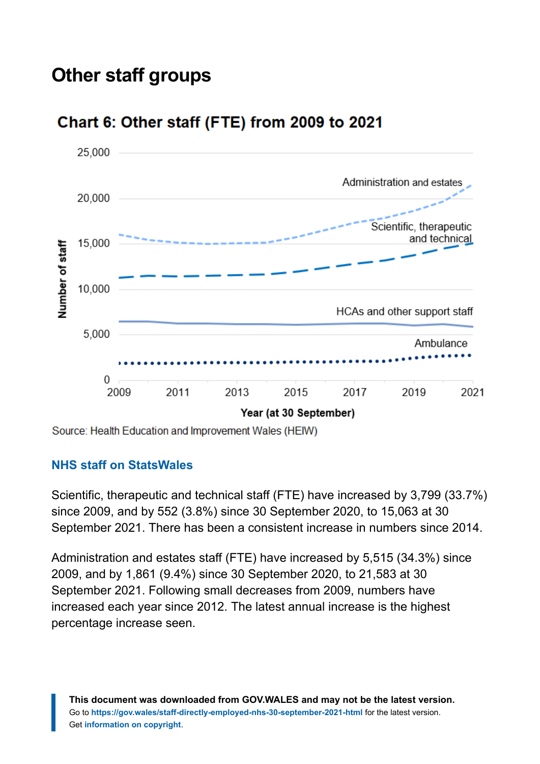## Other staff groups

### Chart 6: Other staff (FTE) from 2009 to 2021

Source: Health Education and Improvement Wales (HEIW)

NHS staff on StatsWales

Scientific, therapeutic and technical staff (FTE) have increased by 3,799 (33.7%) since 2009, and by 552 (3.8%) since 30 September 2020, to 15,063 at 30 September 2021. There has been a consistent increase in numbers since 2014.

Administration and estates staff (FTE) have increased by 5,515 (34.3%) since 2009, and by 1,861 (9.4%) since 30 September 2020, to 21,583 at 30 September 2021. Following small decreases from 2009, numbers have increased each year since 2012. The latest annual increase is the highest percentage increase seen.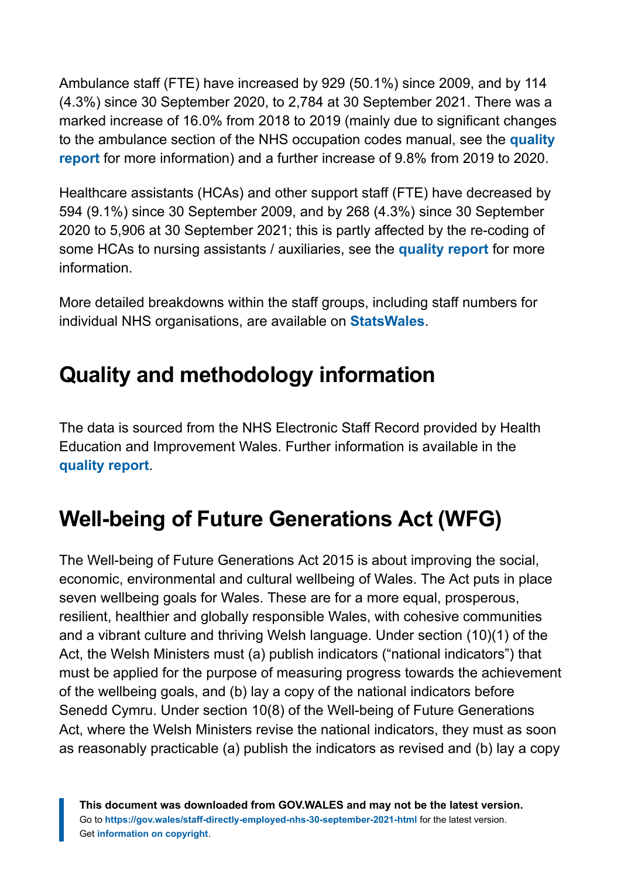Ambulance staff (FTE) have increased by 929 (50.1%) since 2009, and by 114 (4.3%) since 30 September 2020, to 2,784 at 30 September 2021. There was a marked increase of 16.0% from 2018 to 2019 (mainly due to significant changes to the ambulance section of the NHS occupation codes manual, see the **quality report** for more information) and a further increase of 9.8% from 2019 to 2020.

Healthcare assistants (HCAs) and other support staff (FTE) have decreased by 594 (9.1%) since 30 September 2009, and by 268 (4.3%) since 30 September 2020 to 5,906 at 30 September 2021; this is partly affected by the re-coding of some HCAs to nursing assistants / auxiliaries, see the **quality report** for more information.

More detailed breakdowns within the staff groups, including staff numbers for individual NHS organisations, are available on **StatsWales**.

## Quality and methodology information

The data is sourced from the NHS Electronic Staff Record provided by Health Education and Improvement Wales. Further information is available in the **quality report**.

## Well-being of Future Generations Act (WFG)

The Well-being of Future Generations Act 2015 is about improving the social, economic, environmental and cultural wellbeing of Wales. The Act puts in place seven wellbeing goals for Wales. These are for a more equal, prosperous, resilient, healthier and globally responsible Wales, with cohesive communities and a vibrant culture and thriving Welsh language. Under section (10)(1) of the Act, the Welsh Ministers must (a) publish indicators ("national indicators") that must be applied for the purpose of measuring progress towards the achievement of the wellbeing goals, and (b) lay a copy of the national indicators before Senedd Cymru. Under section 10(8) of the Well-being of Future Generations Act, where the Welsh Ministers revise the national indicators, they must as soon as reasonably practicable (a) publish the indicators as revised and (b) lay a copy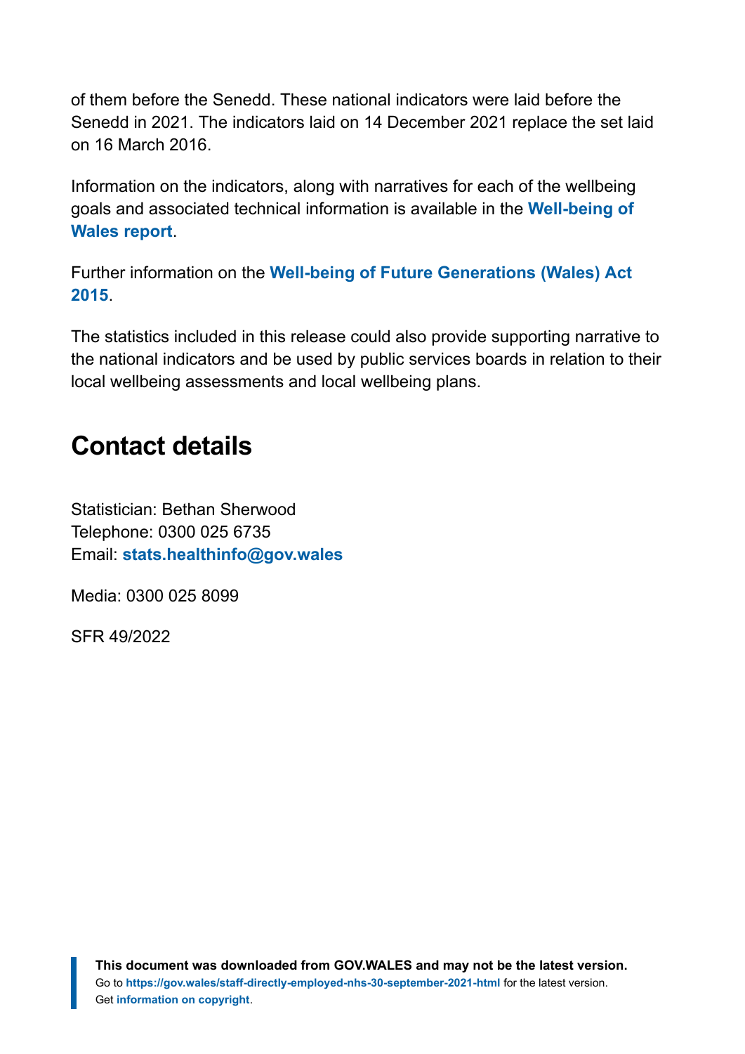of them before the Senedd. These national indicators were laid before the Senedd in 2021. The indicators laid on 14 December 2021 replace the set laid on 16 March 2016.

Information on the indicators, along with narratives for each of the wellbeing goals and associated technical information is available in the **Well-being of Wales report**.

Further information on the **Well-being of Future Generations (Wales) Act 2015**.

The statistics included in this release could also provide supporting narrative to the national indicators and be used by public services boards in relation to their local wellbeing assessments and local wellbeing plans.

## Contact details

Statistician: Bethan Sherwood
Telephone: 0300 025 6735
Email: **stats.healthinfo@gov.wales**

Media: 0300 025 8099

SFR 49/2022

**This document was downloaded from GOV.WALES and may not be the latest version.**
Go to **https://gov.wales/staff-directly-employed-nhs-30-september-2021-html** for the latest version.
Get **information on copyright**.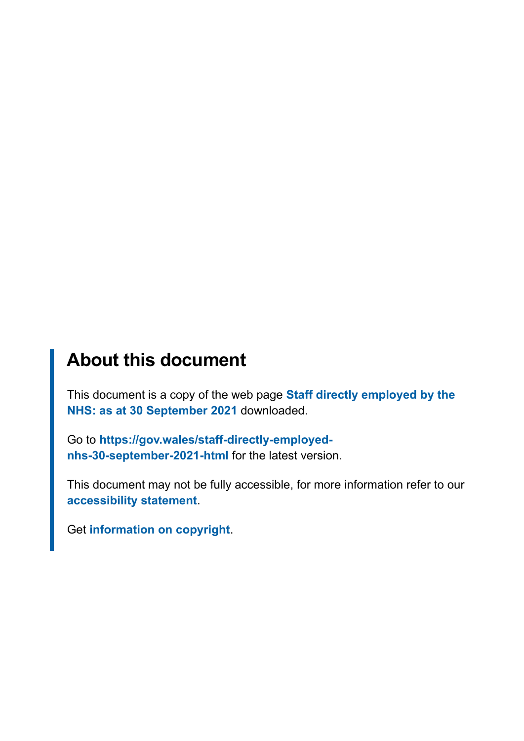## About this document

This document is a copy of the web page **Staff directly employed by the NHS: as at 30 September 2021** downloaded.

Go to **https://gov.wales/staff-directly-employed-nhs-30-september-2021-html** for the latest version.

This document may not be fully accessible, for more information refer to our **accessibility statement**.

Get **information on copyright**.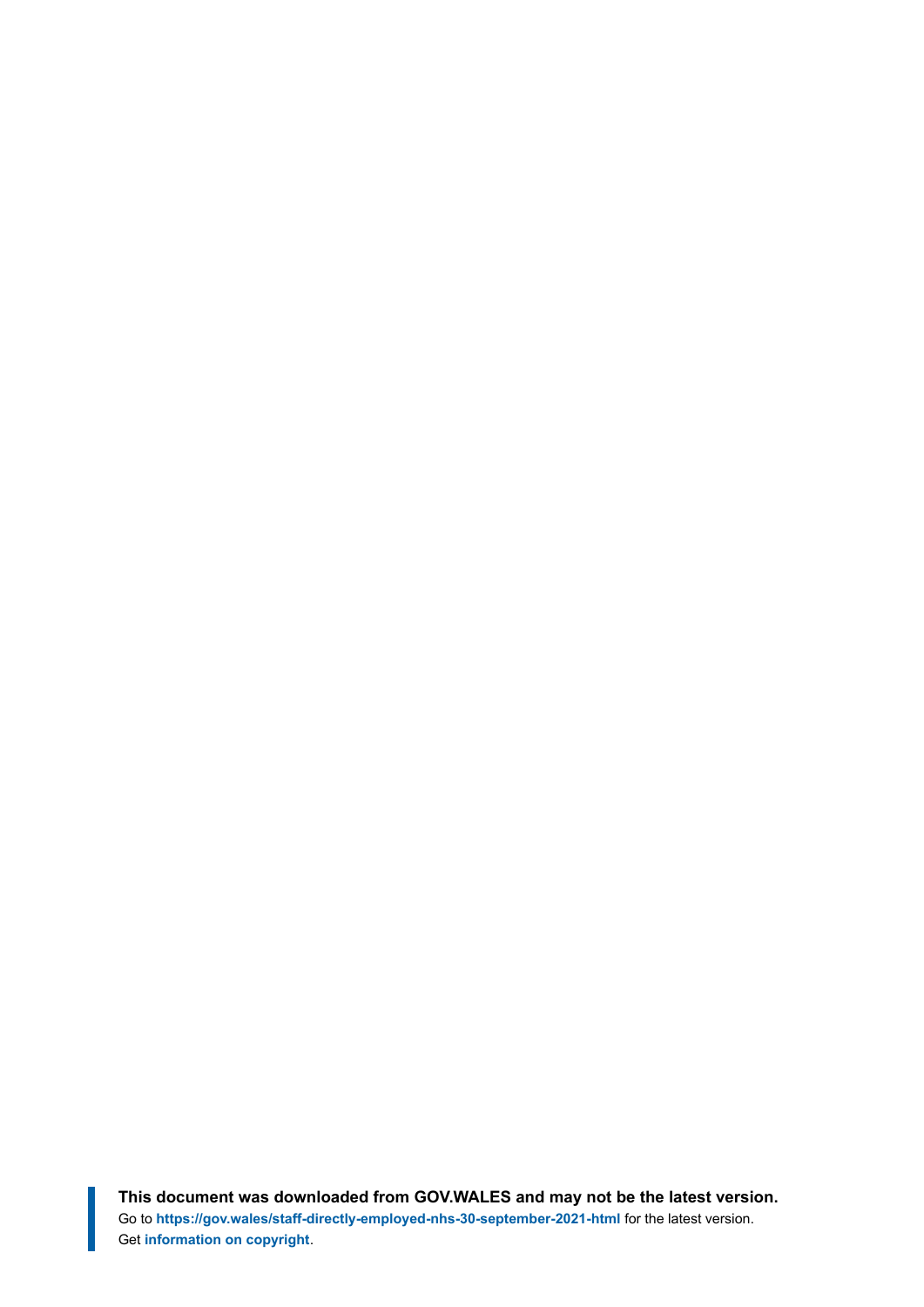**This document was downloaded from GOV.WALES and may not be the latest version.**
Go to **https://gov.wales/staff-directly-employed-nhs-30-september-2021-html** for the latest version.
Get **information on copyright**.